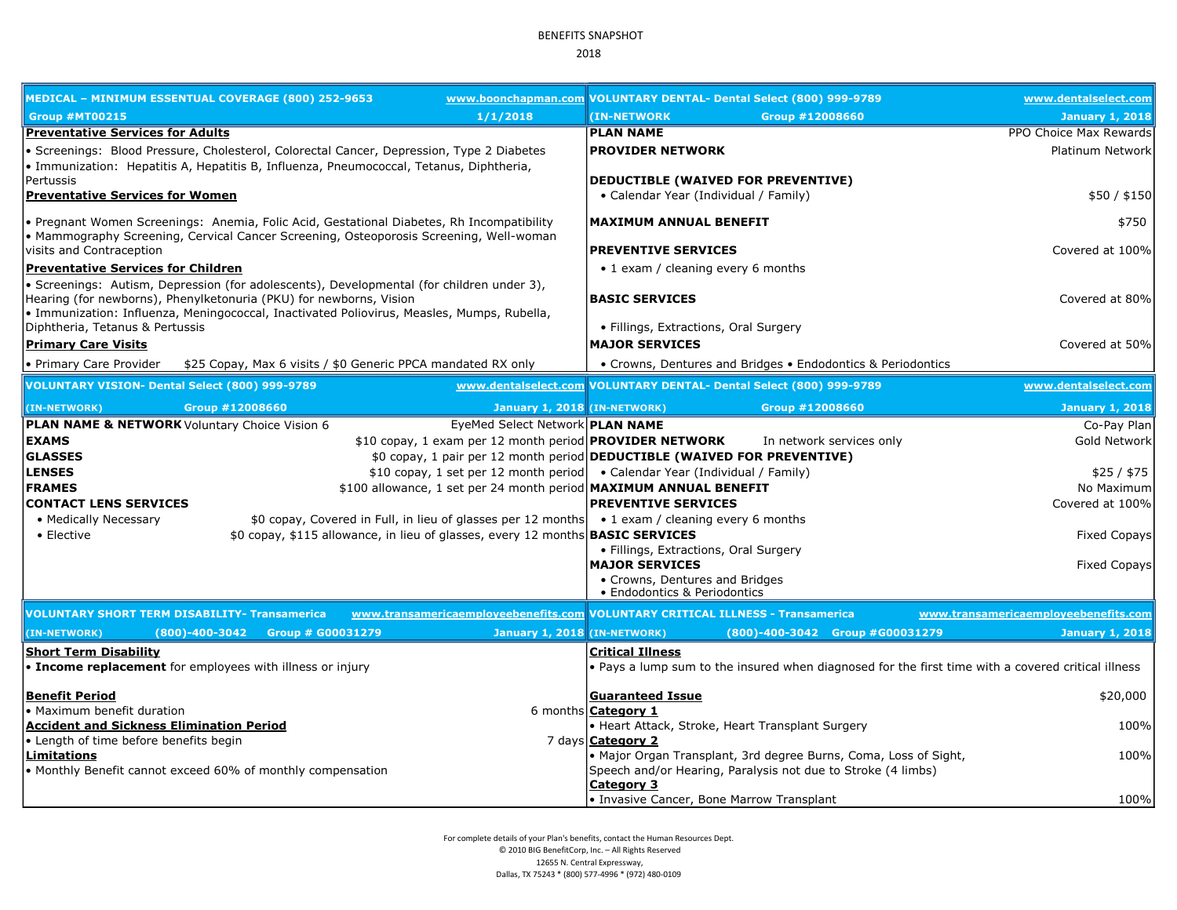BENEFITS SNAPSHOT

2018

## MEDICAL – MINIMUM ESSENTUAL COVERAGE (800) 252-9653

www.boonchapman.com

Group #MT00215 — 1/1/2018

**Preventative Services for Adults**

- Screenings: Blood Pressure, Cholesterol, Colorectal Cancer, Depression, Type 2 Diabetes
- Immunization: Hepatitis A, Hepatitis B, Influenza, Pneumococcal, Tetanus, Diphtheria, Pertussis

**Preventative Services for Women**

- Pregnant Women Screenings: Anemia, Folic Acid, Gestational Diabetes, Rh Incompatibility
- Mammography Screening, Cervical Cancer Screening, Osteoporosis Screening, Well-woman visits and Contraception

**Preventative Services for Children**

- Screenings: Autism, Depression (for adolescents), Developmental (for children under 3), Hearing (for newborns), Phenylketonuria (PKU) for newborns, Vision
- Immunization: Influenza, Meningococcal, Inactivated Poliovirus, Measles, Mumps, Rubella, Diphtheria, Tetanus & Pertussis

**Primary Care Visits**

- Primary Care Provider — $25 Copay, Max 6 visits / $0 Generic PPCA mandated RX only

## VOLUNTARY DENTAL- Dental Select (800) 999-9789

www.dentalselect.com

(IN-NETWORK) Group #12008660 — January 1, 2018

| | |
|---|---|
| **PLAN NAME** | PPO Choice Max Rewards |
| **PROVIDER NETWORK** | Platinum Network |
| **DEDUCTIBLE (WAIVED FOR PREVENTIVE)** | |
| • Calendar Year (Individual / Family) | $50 / $150 |
| **MAXIMUM ANNUAL BENEFIT** | $750 |
| **PREVENTIVE SERVICES** | Covered at 100% |
| • 1 exam / cleaning every 6 months | |
| **BASIC SERVICES** | Covered at 80% |
| • Fillings, Extractions, Oral Surgery | |
| **MAJOR SERVICES** | Covered at 50% |
| • Crowns, Dentures and Bridges • Endodontics & Periodontics | |

## VOLUNTARY VISION- Dental Select (800) 999-9789

www.dentalselect.com

(IN-NETWORK) Group #12008660 — January 1, 2018

| | |
|---|---|
| **PLAN NAME & NETWORK** Voluntary Choice Vision 6 | EyeMed Select Network |
| **EXAMS** | $10 copay, 1 exam per 12 month period |
| **GLASSES** | $0 copay, 1 pair per 12 month period |
| **LENSES** | $10 copay, 1 set per 12 month period |
| **FRAMES** | $100 allowance, 1 set per 24 month period |
| **CONTACT LENS SERVICES** | |
| • Medically Necessary | $0 copay, Covered in Full, in lieu of glasses per 12 months |
| • Elective | $0 copay, $115 allowance, in lieu of glasses, every 12 months |

## VOLUNTARY DENTAL- Dental Select (800) 999-9789

www.dentalselect.com

(IN-NETWORK) Group #12008660 — January 1, 2018

| | |
|---|---|
| **PLAN NAME** | Co-Pay Plan |
| **PROVIDER NETWORK** In network services only | Gold Network |
| **DEDUCTIBLE (WAIVED FOR PREVENTIVE)** | |
| • Calendar Year (Individual / Family) | $25 / $75 |
| **MAXIMUM ANNUAL BENEFIT** | No Maximum |
| **PREVENTIVE SERVICES** | Covered at 100% |
| • 1 exam / cleaning every 6 months | |
| **BASIC SERVICES** | Fixed Copays |
| • Fillings, Extractions, Oral Surgery | |
| **MAJOR SERVICES** | Fixed Copays |
| • Crowns, Dentures and Bridges<br>• Endodontics & Periodontics | |

## VOLUNTARY SHORT TERM DISABILITY- Transamerica

www.transamericaemployeebenefits.com

(IN-NETWORK) (800)-400-3042 Group # G00031279 — January 1, 2018

**Short Term Disability**

- **Income replacement** for employees with illness or injury

| | |
|---|---|
| **Benefit Period** | |
| • Maximum benefit duration | 6 months |
| **Accident and Sickness Elimination Period** | |
| • Length of time before benefits begin | 7 days |
| **Limitations** | |
| • Monthly Benefit cannot exceed 60% of monthly compensation | |

## VOLUNTARY CRITICAL ILLNESS - Transamerica

www.transamericaemployeebenefits.com

(IN-NETWORK) (800)-400-3042 Group #G00031279 — January 1, 2018

**Critical Illness**

- Pays a lump sum to the insured when diagnosed for the first time with a covered critical illness

| | |
|---|---|
| **Guaranteed Issue** | $20,000 |
| **Category 1** | |
| • Heart Attack, Stroke, Heart Transplant Surgery | 100% |
| **Category 2** | |
| • Major Organ Transplant, 3rd degree Burns, Coma, Loss of Sight, Speech and/or Hearing, Paralysis not due to Stroke (4 limbs) | 100% |
| **Category 3** | |
| • Invasive Cancer, Bone Marrow Transplant | 100% |

For complete details of your Plan's benefits, contact the Human Resources Dept.

© 2010 BIG BenefitCorp, Inc. – All Rights Reserved

12655 N. Central Expressway,

Dallas, TX 75243 * (800) 577-4996 * (972) 480-0109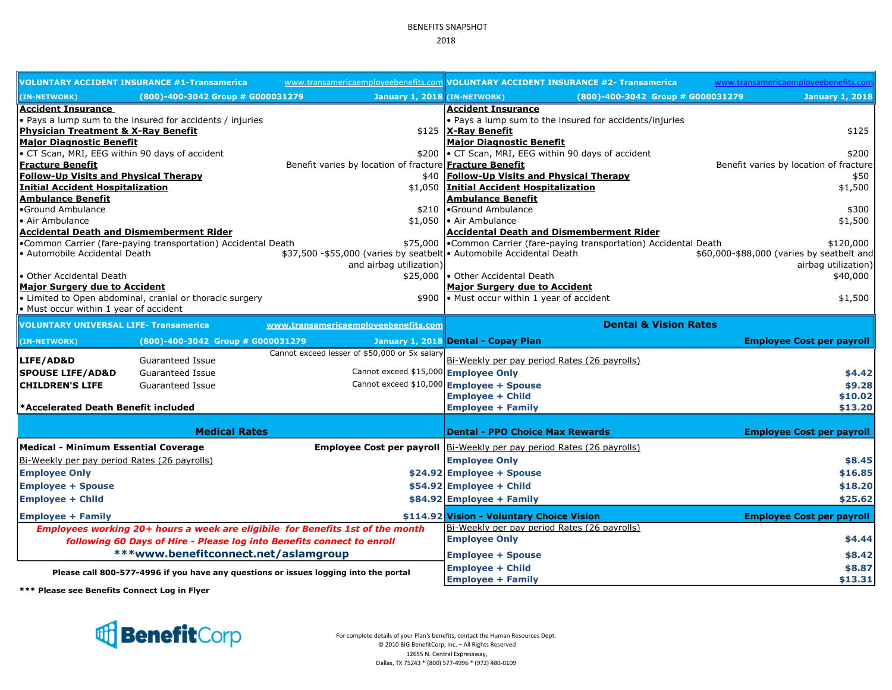BENEFITS SNAPSHOT

2018

## VOLUNTARY ACCIDENT INSURANCE #1-Transamerica

www.transamericaemployeebenefits.com

(IN-NETWORK) (800)-400-3042 Group # G000031279 January 1, 2018

| | |
|---|---|
| **Accident Insurance** | |
| • Pays a lump sum to the insured for accidents / injuries | |
| **Physician Treatment & X-Ray Benefit** | $125 |
| **Major Diagnostic Benefit** | |
| • CT Scan, MRI, EEG within 90 days of accident | $200 |
| **Fracture Benefit** | Benefit varies by location of fracture |
| **Follow-Up Visits and Physical Therapy** | $40 |
| **Initial Accident Hospitalization** | $1,050 |
| **Ambulance Benefit** | |
| •Ground Ambulance | $210 |
| • Air Ambulance | $1,050 |
| **Accidental Death and Dismemberment Rider** | |
| •Common Carrier (fare-paying transportation) Accidental Death | $75,000 |
| • Automobile Accidental Death | $37,500 -$55,000 (varies by seatbelt and airbag utilization) |
| • Other Accidental Death | $25,000 |
| **Major Surgery due to Accident** | |
| • Limited to Open abdominal, cranial or thoracic surgery | $900 |
| • Must occur within 1 year of accident | |

## VOLUNTARY ACCIDENT INSURANCE #2- Transamerica

www.transamericaemployeebenefits.com

(IN-NETWORK) (800)-400-3042 Group # G000031279 January 1, 2018

| | |
|---|---|
| **Accident Insurance** | |
| • Pays a lump sum to the insured for accidents/injuries | |
| **X-Ray Benefit** | $125 |
| **Major Diagnostic Benefit** | |
| • CT Scan, MRI, EEG within 90 days of accident | $200 |
| **Fracture Benefit** | Benefit varies by location of fracture |
| **Follow-Up Visits and Physical Therapy** | $50 |
| **Initial Accident Hospitalization** | $1,500 |
| **Ambulance Benefit** | |
| •Ground Ambulance | $300 |
| • Air Ambulance | $1,500 |
| **Accidental Death and Dismemberment Rider** | |
| •Common Carrier (fare-paying transportation) Accidental Death | $120,000 |
| • Automobile Accidental Death | $60,000-$88,000 (varies by seatbelt and airbag utilization) |
| • Other Accidental Death | $40,000 |
| **Major Surgery due to Accident** | |
| • Must occur within 1 year of accident | $1,500 |

## VOLUNTARY UNIVERSAL LIFE- Transamerica

www.transamericaemployeebenefits.com

(IN-NETWORK) (800)-400-3042 Group # G000031279 January 1, 2018

| | | |
|---|---|---|
| **LIFE/AD&D** | Guaranteed Issue | Cannot exceed lesser of $50,000 or 5x salary |
| **SPOUSE LIFE/AD&D** | Guaranteed Issue | Cannot exceed $15,000 |
| **CHILDREN'S LIFE** | Guaranteed Issue | Cannot exceed $10,000 |

***Accelerated Death Benefit included**

## Medical Rates

| **Medical - Minimum Essential Coverage** | **Employee Cost per payroll** |
|---|---|
| Bi-Weekly per pay period Rates (26 payrolls) | |
| **Employee Only** | **$24.92** |
| **Employee + Spouse** | **$54.92** |
| **Employee + Child** | **$84.92** |
| **Employee + Family** | **$114.92** |

***Employees working 20+ hours a week are eligibile for Benefits 1st of the month following 60 Days of Hire - Please log into Benefits connect to enroll***

**\*\*\*www.benefitconnect.net/aslamgroup**

**Please call 800-577-4996 if you have any questions or issues logging into the portal**

## Dental & Vision Rates

| **Dental - Copay Plan** | **Employee Cost per payroll** |
|---|---|
| Bi-Weekly per pay period Rates (26 payrolls) | |
| **Employee Only** | **$4.42** |
| **Employee + Spouse** | **$9.28** |
| **Employee + Child** | **$10.02** |
| **Employee + Family** | **$13.20** |

| **Dental - PPO Choice Max Rewards** | **Employee Cost per payroll** |
|---|---|
| Bi-Weekly per pay period Rates (26 payrolls) | |
| **Employee Only** | **$8.45** |
| **Employee + Spouse** | **$16.85** |
| **Employee + Child** | **$18.20** |
| **Employee + Family** | **$25.62** |

| **Vision - Voluntary Choice Vision** | **Employee Cost per payroll** |
|---|---|
| Bi-Weekly per pay period Rates (26 payrolls) | |
| **Employee Only** | **$4.44** |
| **Employee + Spouse** | **$8.42** |
| **Employee + Child** | **$8.87** |
| **Employee + Family** | **$13.31** |

**\*\*\* Please see Benefits Connect Log in Flyer**

BenefitCorp

For complete details of your Plan's benefits, contact the Human Resources Dept.
© 2010 BIG BenefitCorp, Inc. – All Rights Reserved
12655 N. Central Expressway,
Dallas, TX 75243 * (800) 577-4996 * (972) 480-0109